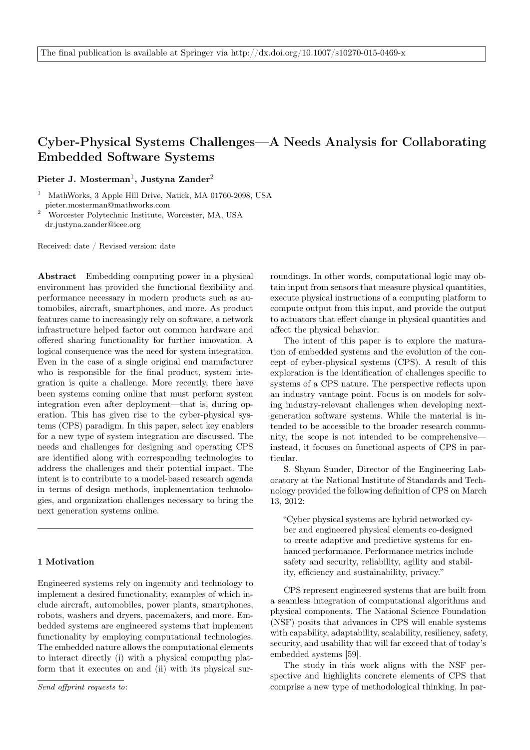The final publication is available at Springer via http://dx.doi.org/10.1007/s10270-015-0469-x

# Cyber-Physical Systems Challenges—A Needs Analysis for Collaborating Embedded Software Systems

**Pieter J. Mosterman**[1], **Justyna Zander**[2]

[1] MathWorks, 3 Apple Hill Drive, Natick, MA 01760-2098, USA pieter.mosterman@mathworks.com

[2] Worcester Polytechnic Institute, Worcester, MA, USA dr.justyna.zander@ieee.org

Received: date / Revised version: date

**Abstract** Embedding computing power in a physical environment has provided the functional flexibility and performance necessary in modern products such as automobiles, aircraft, smartphones, and more. As product features came to increasingly rely on software, a network infrastructure helped factor out common hardware and offered sharing functionality for further innovation. A logical consequence was the need for system integration. Even in the case of a single original end manufacturer who is responsible for the final product, system integration is quite a challenge. More recently, there have been systems coming online that must perform system integration even after deployment—that is, during operation. This has given rise to the cyber-physical systems (CPS) paradigm. In this paper, select key enablers for a new type of system integration are discussed. The needs and challenges for designing and operating CPS are identified along with corresponding technologies to address the challenges and their potential impact. The intent is to contribute to a model-based research agenda in terms of design methods, implementation technologies, and organization challenges necessary to bring the next generation systems online.

## 1 Motivation

Engineered systems rely on ingenuity and technology to implement a desired functionality, examples of which include aircraft, automobiles, power plants, smartphones, robots, washers and dryers, pacemakers, and more. Embedded systems are engineered systems that implement functionality by employing computational technologies. The embedded nature allows the computational elements to interact directly (i) with a physical computing platform that it executes on and (ii) with its physical surroundings. In other words, computational logic may obtain input from sensors that measure physical quantities, execute physical instructions of a computing platform to compute output from this input, and provide the output to actuators that effect change in physical quantities and affect the physical behavior.

The intent of this paper is to explore the maturation of embedded systems and the evolution of the concept of cyber-physical systems (CPS). A result of this exploration is the identification of challenges specific to systems of a CPS nature. The perspective reflects upon an industry vantage point. Focus is on models for solving industry-relevant challenges when developing next-generation software systems. While the material is intended to be accessible to the broader research community, the scope is not intended to be comprehensive—instead, it focuses on functional aspects of CPS in particular.

S. Shyam Sunder, Director of the Engineering Laboratory at the National Institute of Standards and Technology provided the following definition of CPS on March 13, 2012:

> "Cyber physical systems are hybrid networked cyber and engineered physical elements co-designed to create adaptive and predictive systems for enhanced performance. Performance metrics include safety and security, reliability, agility and stability, efficiency and sustainability, privacy."

CPS represent engineered systems that are built from a seamless integration of computational algorithms and physical components. The National Science Foundation (NSF) posits that advances in CPS will enable systems with capability, adaptability, scalability, resiliency, safety, security, and usability that will far exceed that of today's embedded systems [59].

The study in this work aligns with the NSF perspective and highlights concrete elements of CPS that comprise a new type of methodological thinking. In par-

*Send offprint requests to*: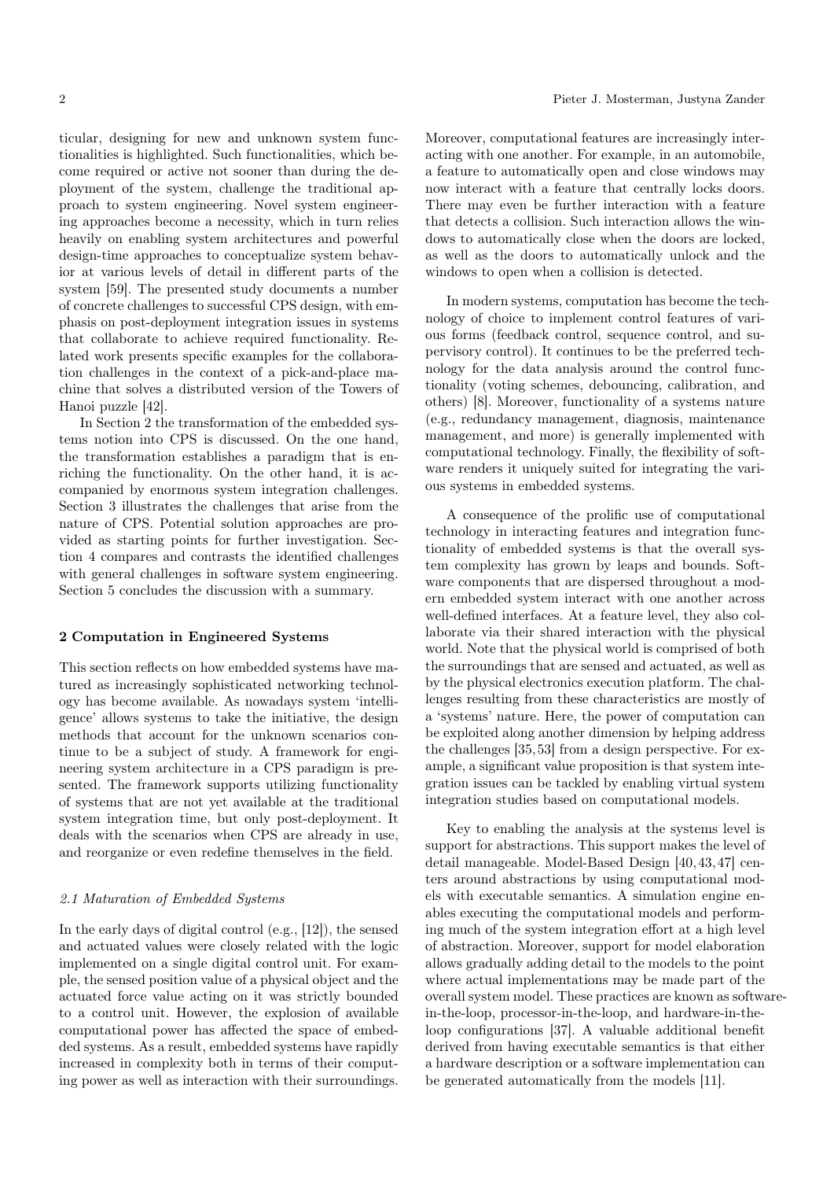ticular, designing for new and unknown system functionalities is highlighted. Such functionalities, which become required or active not sooner than during the deployment of the system, challenge the traditional approach to system engineering. Novel system engineering approaches become a necessity, which in turn relies heavily on enabling system architectures and powerful design-time approaches to conceptualize system behavior at various levels of detail in different parts of the system [59]. The presented study documents a number of concrete challenges to successful CPS design, with emphasis on post-deployment integration issues in systems that collaborate to achieve required functionality. Related work presents specific examples for the collaboration challenges in the context of a pick-and-place machine that solves a distributed version of the Towers of Hanoi puzzle [42].

In Section 2 the transformation of the embedded systems notion into CPS is discussed. On the one hand, the transformation establishes a paradigm that is enriching the functionality. On the other hand, it is accompanied by enormous system integration challenges. Section 3 illustrates the challenges that arise from the nature of CPS. Potential solution approaches are provided as starting points for further investigation. Section 4 compares and contrasts the identified challenges with general challenges in software system engineering. Section 5 concludes the discussion with a summary.

## 2 Computation in Engineered Systems

This section reflects on how embedded systems have matured as increasingly sophisticated networking technology has become available. As nowadays system 'intelligence' allows systems to take the initiative, the design methods that account for the unknown scenarios continue to be a subject of study. A framework for engineering system architecture in a CPS paradigm is presented. The framework supports utilizing functionality of systems that are not yet available at the traditional system integration time, but only post-deployment. It deals with the scenarios when CPS are already in use, and reorganize or even redefine themselves in the field.

### *2.1 Maturation of Embedded Systems*

In the early days of digital control (e.g., [12]), the sensed and actuated values were closely related with the logic implemented on a single digital control unit. For example, the sensed position value of a physical object and the actuated force value acting on it was strictly bounded to a control unit. However, the explosion of available computational power has affected the space of embedded systems. As a result, embedded systems have rapidly increased in complexity both in terms of their computing power as well as interaction with their surroundings. Moreover, computational features are increasingly interacting with one another. For example, in an automobile, a feature to automatically open and close windows may now interact with a feature that centrally locks doors. There may even be further interaction with a feature that detects a collision. Such interaction allows the windows to automatically close when the doors are locked, as well as the doors to automatically unlock and the windows to open when a collision is detected.

In modern systems, computation has become the technology of choice to implement control features of various forms (feedback control, sequence control, and supervisory control). It continues to be the preferred technology for the data analysis around the control functionality (voting schemes, debouncing, calibration, and others) [8]. Moreover, functionality of a systems nature (e.g., redundancy management, diagnosis, maintenance management, and more) is generally implemented with computational technology. Finally, the flexibility of software renders it uniquely suited for integrating the various systems in embedded systems.

A consequence of the prolific use of computational technology in interacting features and integration functionality of embedded systems is that the overall system complexity has grown by leaps and bounds. Software components that are dispersed throughout a modern embedded system interact with one another across well-defined interfaces. At a feature level, they also collaborate via their shared interaction with the physical world. Note that the physical world is comprised of both the surroundings that are sensed and actuated, as well as by the physical electronics execution platform. The challenges resulting from these characteristics are mostly of a 'systems' nature. Here, the power of computation can be exploited along another dimension by helping address the challenges [35,53] from a design perspective. For example, a significant value proposition is that system integration issues can be tackled by enabling virtual system integration studies based on computational models.

Key to enabling the analysis at the systems level is support for abstractions. This support makes the level of detail manageable. Model-Based Design [40,43,47] centers around abstractions by using computational models with executable semantics. A simulation engine enables executing the computational models and performing much of the system integration effort at a high level of abstraction. Moreover, support for model elaboration allows gradually adding detail to the models to the point where actual implementations may be made part of the overall system model. These practices are known as software-in-the-loop, processor-in-the-loop, and hardware-in-the-loop configurations [37]. A valuable additional benefit derived from having executable semantics is that either a hardware description or a software implementation can be generated automatically from the models [11].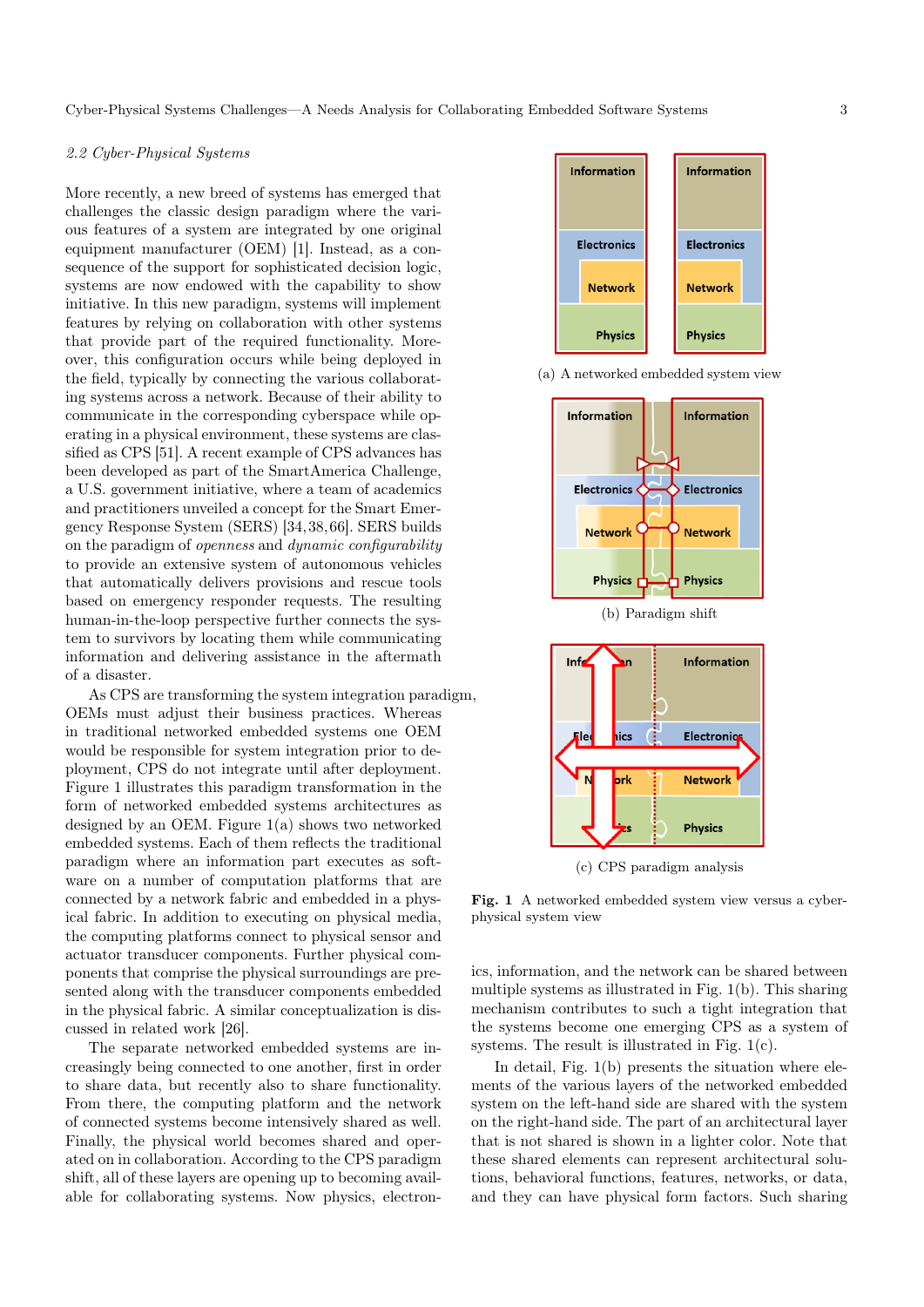### 2.2 Cyber-Physical Systems

More recently, a new breed of systems has emerged that challenges the classic design paradigm where the various features of a system are integrated by one original equipment manufacturer (OEM) [1]. Instead, as a consequence of the support for sophisticated decision logic, systems are now endowed with the capability to show initiative. In this new paradigm, systems will implement features by relying on collaboration with other systems that provide part of the required functionality. Moreover, this configuration occurs while being deployed in the field, typically by connecting the various collaborating systems across a network. Because of their ability to communicate in the corresponding cyberspace while operating in a physical environment, these systems are classified as CPS [51]. A recent example of CPS advances has been developed as part of the SmartAmerica Challenge, a U.S. government initiative, where a team of academics and practitioners unveiled a concept for the Smart Emergency Response System (SERS) [34, 38, 66]. SERS builds on the paradigm of *openness* and *dynamic configurability* to provide an extensive system of autonomous vehicles that automatically delivers provisions and rescue tools based on emergency responder requests. The resulting human-in-the-loop perspective further connects the system to survivors by locating them while communicating information and delivering assistance in the aftermath of a disaster.

As CPS are transforming the system integration paradigm, OEMs must adjust their business practices. Whereas in traditional networked embedded systems one OEM would be responsible for system integration prior to deployment, CPS do not integrate until after deployment. Figure 1 illustrates this paradigm transformation in the form of networked embedded systems architectures as designed by an OEM. Figure 1(a) shows two networked embedded systems. Each of them reflects the traditional paradigm where an information part executes as software on a number of computation platforms that are connected by a network fabric and embedded in a physical fabric. In addition to executing on physical media, the computing platforms connect to physical sensor and actuator transducer components. Further physical components that comprise the physical surroundings are presented along with the transducer components embedded in the physical fabric. A similar conceptualization is discussed in related work [26].

The separate networked embedded systems are increasingly being connected to one another, first in order to share data, but recently also to share functionality. From there, the computing platform and the network of connected systems become intensively shared as well. Finally, the physical world becomes shared and operated on in collaboration. According to the CPS paradigm shift, all of these layers are opening up to becoming available for collaborating systems. Now physics, electronics, information, and the network can be shared between multiple systems as illustrated in Fig. 1(b). This sharing mechanism contributes to such a tight integration that the systems become one emerging CPS as a system of systems. The result is illustrated in Fig. 1(c).

(a) A networked embedded system view

(b) Paradigm shift

(c) CPS paradigm analysis

**Fig. 1** A networked embedded system view versus a cyber-physical system view

In detail, Fig. 1(b) presents the situation where elements of the various layers of the networked embedded system on the left-hand side are shared with the system on the right-hand side. The part of an architectural layer that is not shared is shown in a lighter color. Note that these shared elements can represent architectural solutions, behavioral functions, features, networks, or data, and they can have physical form factors. Such sharing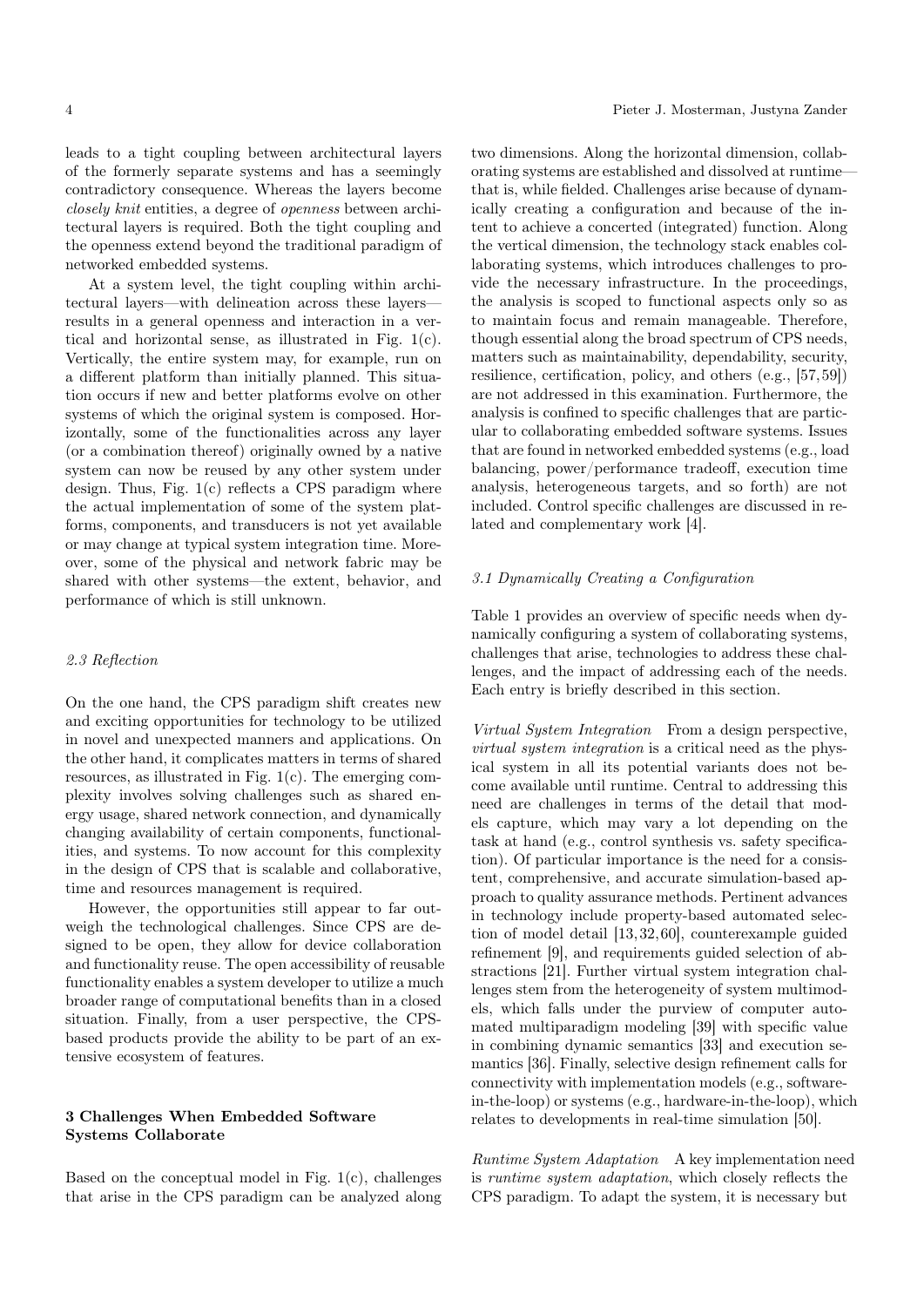leads to a tight coupling between architectural layers of the formerly separate systems and has a seemingly contradictory consequence. Whereas the layers become *closely knit* entities, a degree of *openness* between architectural layers is required. Both the tight coupling and the openness extend beyond the traditional paradigm of networked embedded systems.

At a system level, the tight coupling within architectural layers—with delineation across these layers—results in a general openness and interaction in a vertical and horizontal sense, as illustrated in Fig. 1(c). Vertically, the entire system may, for example, run on a different platform than initially planned. This situation occurs if new and better platforms evolve on other systems of which the original system is composed. Horizontally, some of the functionalities across any layer (or a combination thereof) originally owned by a native system can now be reused by any other system under design. Thus, Fig. 1(c) reflects a CPS paradigm where the actual implementation of some of the system platforms, components, and transducers is not yet available or may change at typical system integration time. Moreover, some of the physical and network fabric may be shared with other systems—the extent, behavior, and performance of which is still unknown.

### 2.3 Reflection

On the one hand, the CPS paradigm shift creates new and exciting opportunities for technology to be utilized in novel and unexpected manners and applications. On the other hand, it complicates matters in terms of shared resources, as illustrated in Fig. 1(c). The emerging complexity involves solving challenges such as shared energy usage, shared network connection, and dynamically changing availability of certain components, functionalities, and systems. To now account for this complexity in the design of CPS that is scalable and collaborative, time and resources management is required.

However, the opportunities still appear to far outweigh the technological challenges. Since CPS are designed to be open, they allow for device collaboration and functionality reuse. The open accessibility of reusable functionality enables a system developer to utilize a much broader range of computational benefits than in a closed situation. Finally, from a user perspective, the CPS-based products provide the ability to be part of an extensive ecosystem of features.

## 3 Challenges When Embedded Software Systems Collaborate

Based on the conceptual model in Fig. 1(c), challenges that arise in the CPS paradigm can be analyzed along two dimensions. Along the horizontal dimension, collaborating systems are established and dissolved at runtime—that is, while fielded. Challenges arise because of dynamically creating a configuration and because of the intent to achieve a concerted (integrated) function. Along the vertical dimension, the technology stack enables collaborating systems, which introduces challenges to provide the necessary infrastructure. In the proceedings, the analysis is scoped to functional aspects only so as to maintain focus and remain manageable. Therefore, though essential along the broad spectrum of CPS needs, matters such as maintainability, dependability, security, resilience, certification, policy, and others (e.g., [57,59]) are not addressed in this examination. Furthermore, the analysis is confined to specific challenges that are particular to collaborating embedded software systems. Issues that are found in networked embedded systems (e.g., load balancing, power/performance tradeoff, execution time analysis, heterogeneous targets, and so forth) are not included. Control specific challenges are discussed in related and complementary work [4].

### 3.1 Dynamically Creating a Configuration

Table 1 provides an overview of specific needs when dynamically configuring a system of collaborating systems, challenges that arise, technologies to address these challenges, and the impact of addressing each of the needs. Each entry is briefly described in this section.

*Virtual System Integration* From a design perspective, *virtual system integration* is a critical need as the physical system in all its potential variants does not become available until runtime. Central to addressing this need are challenges in terms of the detail that models capture, which may vary a lot depending on the task at hand (e.g., control synthesis vs. safety specification). Of particular importance is the need for a consistent, comprehensive, and accurate simulation-based approach to quality assurance methods. Pertinent advances in technology include property-based automated selection of model detail [13,32,60], counterexample guided refinement [9], and requirements guided selection of abstractions [21]. Further virtual system integration challenges stem from the heterogeneity of system multimodels, which falls under the purview of computer automated multiparadigm modeling [39] with specific value in combining dynamic semantics [33] and execution semantics [36]. Finally, selective design refinement calls for connectivity with implementation models (e.g., software-in-the-loop) or systems (e.g., hardware-in-the-loop), which relates to developments in real-time simulation [50].

*Runtime System Adaptation* A key implementation need is *runtime system adaptation*, which closely reflects the CPS paradigm. To adapt the system, it is necessary but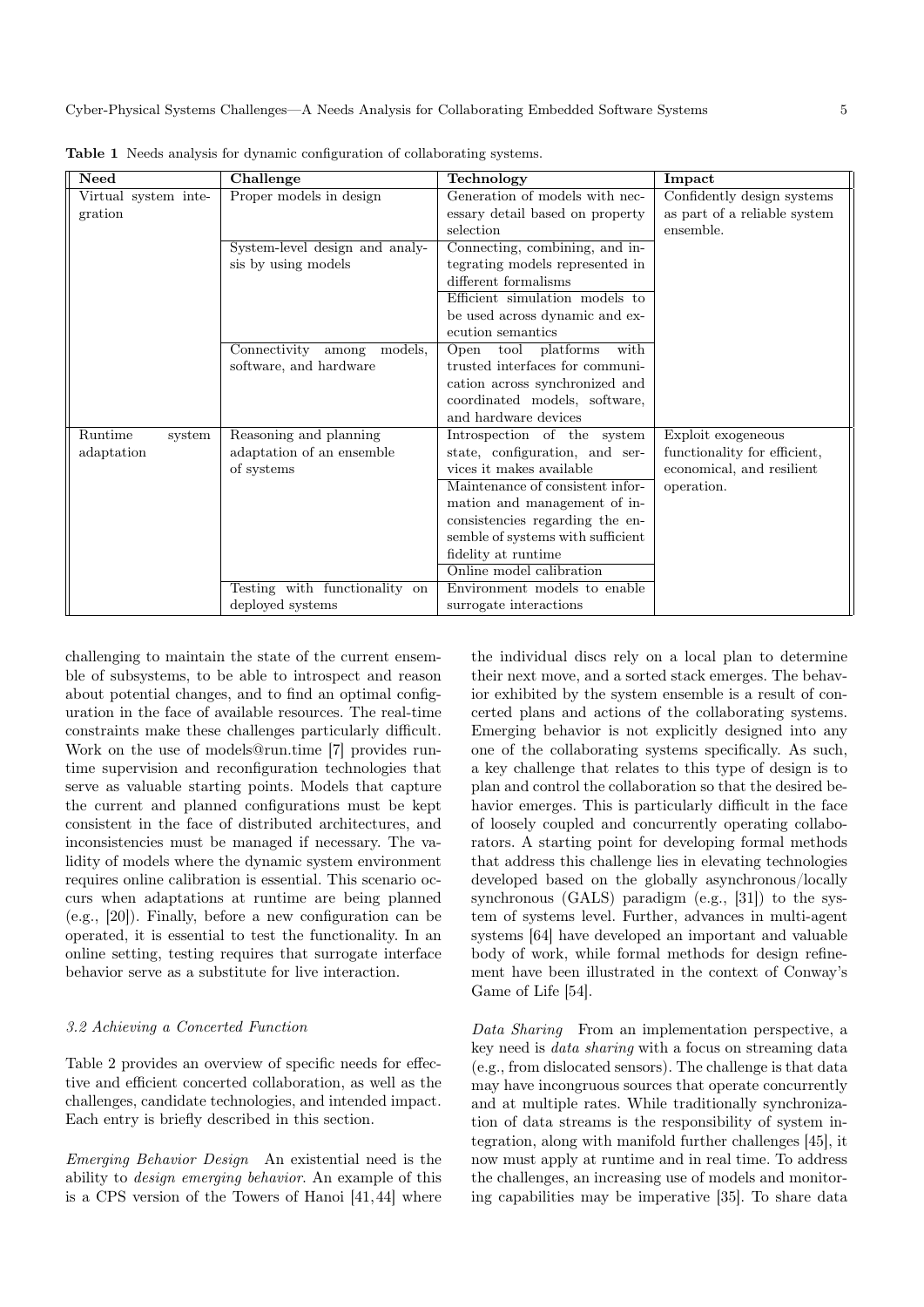**Table 1** Needs analysis for dynamic configuration of collaborating systems.

| Need | Challenge | Technology | Impact |
|---|---|---|---|
| Virtual system integration | Proper models in design | Generation of models with necessary detail based on property selection | Confidently design systems as part of a reliable system ensemble. |
| | System-level design and analysis by using models | Connecting, combining, and integrating models represented in different formalisms | |
| | | Efficient simulation models to be used across dynamic and execution semantics | |
| | Connectivity among models, software, and hardware | Open tool platforms with trusted interfaces for communication across synchronized and coordinated models, software, and hardware devices | |
| Runtime system adaptation | Reasoning and planning adaptation of an ensemble of systems | Introspection of the system state, configuration, and services it makes available | Exploit exogeneous functionality for efficient, economical, and resilient operation. |
| | | Maintenance of consistent information and management of inconsistencies regarding the ensemble of systems with sufficient fidelity at runtime | |
| | | Online model calibration | |
| | Testing with functionality on deployed systems | Environment models to enable surrogate interactions | |

challenging to maintain the state of the current ensemble of subsystems, to be able to introspect and reason about potential changes, and to find an optimal configuration in the face of available resources. The real-time constraints make these challenges particularly difficult. Work on the use of models@run.time [7] provides runtime supervision and reconfiguration technologies that serve as valuable starting points. Models that capture the current and planned configurations must be kept consistent in the face of distributed architectures, and inconsistencies must be managed if necessary. The validity of models where the dynamic system environment requires online calibration is essential. This scenario occurs when adaptations at runtime are being planned (e.g., [20]). Finally, before a new configuration can be operated, it is essential to test the functionality. In an online setting, testing requires that surrogate interface behavior serve as a substitute for live interaction.

### 3.2 Achieving a Concerted Function

Table 2 provides an overview of specific needs for effective and efficient concerted collaboration, as well as the challenges, candidate technologies, and intended impact. Each entry is briefly described in this section.

*Emerging Behavior Design* An existential need is the ability to *design emerging behavior*. An example of this is a CPS version of the Towers of Hanoi [41, 44] where the individual discs rely on a local plan to determine their next move, and a sorted stack emerges. The behavior exhibited by the system ensemble is a result of concerted plans and actions of the collaborating systems. Emerging behavior is not explicitly designed into any one of the collaborating systems specifically. As such, a key challenge that relates to this type of design is to plan and control the collaboration so that the desired behavior emerges. This is particularly difficult in the face of loosely coupled and concurrently operating collaborators. A starting point for developing formal methods that address this challenge lies in elevating technologies developed based on the globally asynchronous/locally synchronous (GALS) paradigm (e.g., [31]) to the system of systems level. Further, advances in multi-agent systems [64] have developed an important and valuable body of work, while formal methods for design refinement have been illustrated in the context of Conway's Game of Life [54].

*Data Sharing* From an implementation perspective, a key need is *data sharing* with a focus on streaming data (e.g., from dislocated sensors). The challenge is that data may have incongruous sources that operate concurrently and at multiple rates. While traditionally synchronization of data streams is the responsibility of system integration, along with manifold further challenges [45], it now must apply at runtime and in real time. To address the challenges, an increasing use of models and monitoring capabilities may be imperative [35]. To share data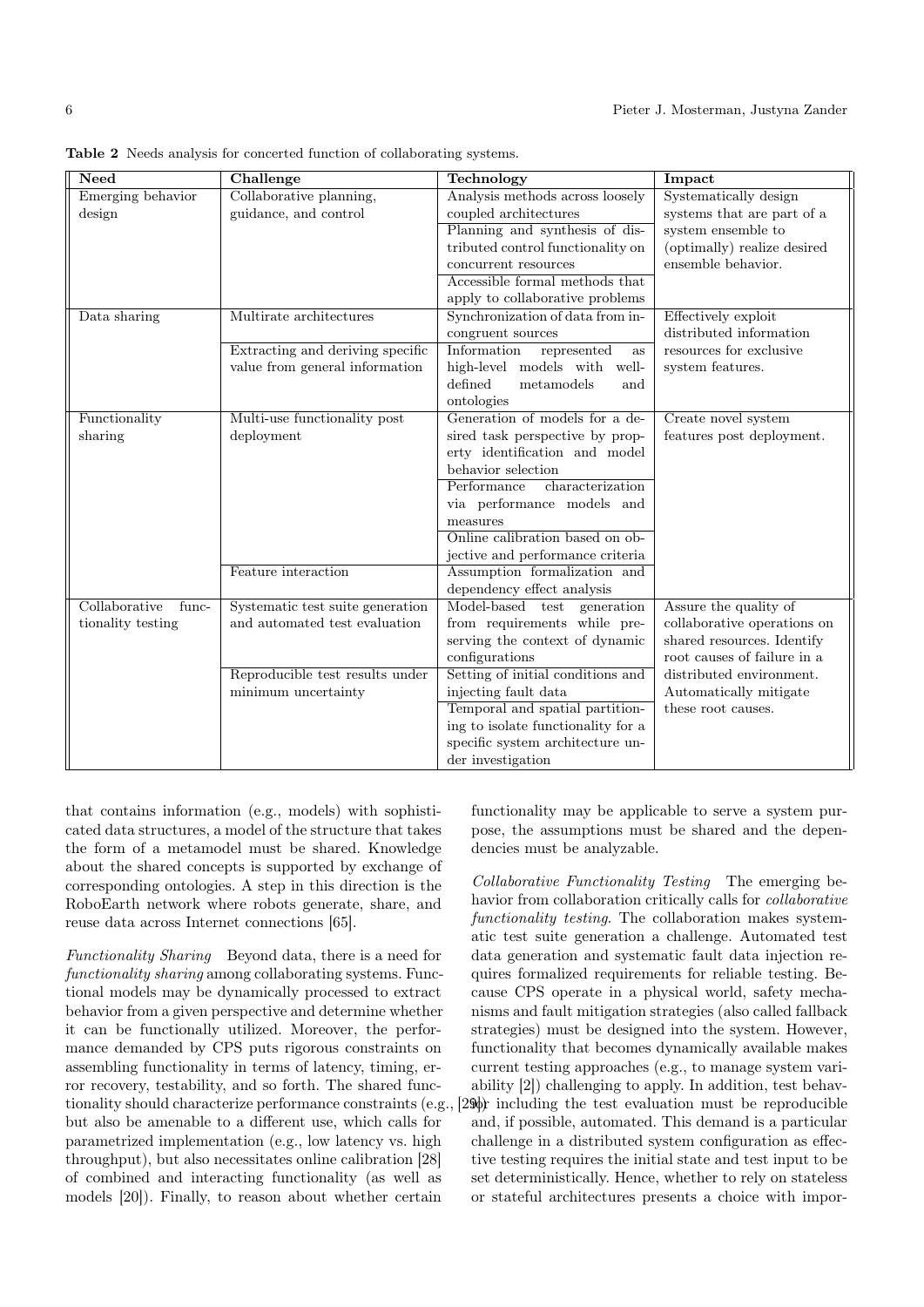**Table 2** Needs analysis for concerted function of collaborating systems.

| Need | Challenge | Technology | Impact |
|---|---|---|---|
| Emerging behavior design | Collaborative planning, guidance, and control | Analysis methods across loosely coupled architectures | Systematically design systems that are part of a system ensemble to (optimally) realize desired ensemble behavior. |
| | | Planning and synthesis of distributed control functionality on concurrent resources | |
| | | Accessible formal methods that apply to collaborative problems | |
| Data sharing | Multirate architectures | Synchronization of data from incongruent sources | Effectively exploit distributed information resources for exclusive system features. |
| | Extracting and deriving specific value from general information | Information represented as high-level models with well-defined metamodels and ontologies | |
| Functionality sharing | Multi-use functionality post deployment | Generation of models for a desired task perspective by property identification and model behavior selection | Create novel system features post deployment. |
| | | Performance characterization via performance models and measures | |
| | | Online calibration based on objective and performance criteria | |
| | Feature interaction | Assumption formalization and dependency effect analysis | |
| Collaborative functionality testing | Systematic test suite generation and automated test evaluation | Model-based test generation from requirements while preserving the context of dynamic configurations | Assure the quality of collaborative operations on shared resources. Identify root causes of failure in a distributed environment. Automatically mitigate these root causes. |
| | Reproducible test results under minimum uncertainty | Setting of initial conditions and injecting fault data | |
| | | Temporal and spatial partitioning to isolate functionality for a specific system architecture under investigation | |

that contains information (e.g., models) with sophisticated data structures, a model of the structure that takes the form of a metamodel must be shared. Knowledge about the shared concepts is supported by exchange of corresponding ontologies. A step in this direction is the RoboEarth network where robots generate, share, and reuse data across Internet connections [65].

*Functionality Sharing* Beyond data, there is a need for *functionality sharing* among collaborating systems. Functional models may be dynamically processed to extract behavior from a given perspective and determine whether it can be functionally utilized. Moreover, the performance demanded by CPS puts rigorous constraints on assembling functionality in terms of latency, timing, error recovery, testability, and so forth. The shared functionality should characterize performance constraints (e.g., [29]) but also be amenable to a different use, which calls for parametrized implementation (e.g., low latency vs. high throughput), but also necessitates online calibration [28] of combined and interacting functionality (as well as models [20]). Finally, to reason about whether certain functionality may be applicable to serve a system purpose, the assumptions must be shared and the dependencies must be analyzable.

*Collaborative Functionality Testing* The emerging behavior from collaboration critically calls for *collaborative functionality testing*. The collaboration makes systematic test suite generation a challenge. Automated test data generation and systematic fault data injection requires formalized requirements for reliable testing. Because CPS operate in a physical world, safety mechanisms and fault mitigation strategies (also called fallback strategies) must be designed into the system. However, functionality that becomes dynamically available makes current testing approaches (e.g., to manage system variability [2]) challenging to apply. In addition, test behavior including the test evaluation must be reproducible and, if possible, automated. This demand is a particular challenge in a distributed system configuration as effective testing requires the initial state and test input to be set deterministically. Hence, whether to rely on stateless or stateful architectures presents a choice with impor-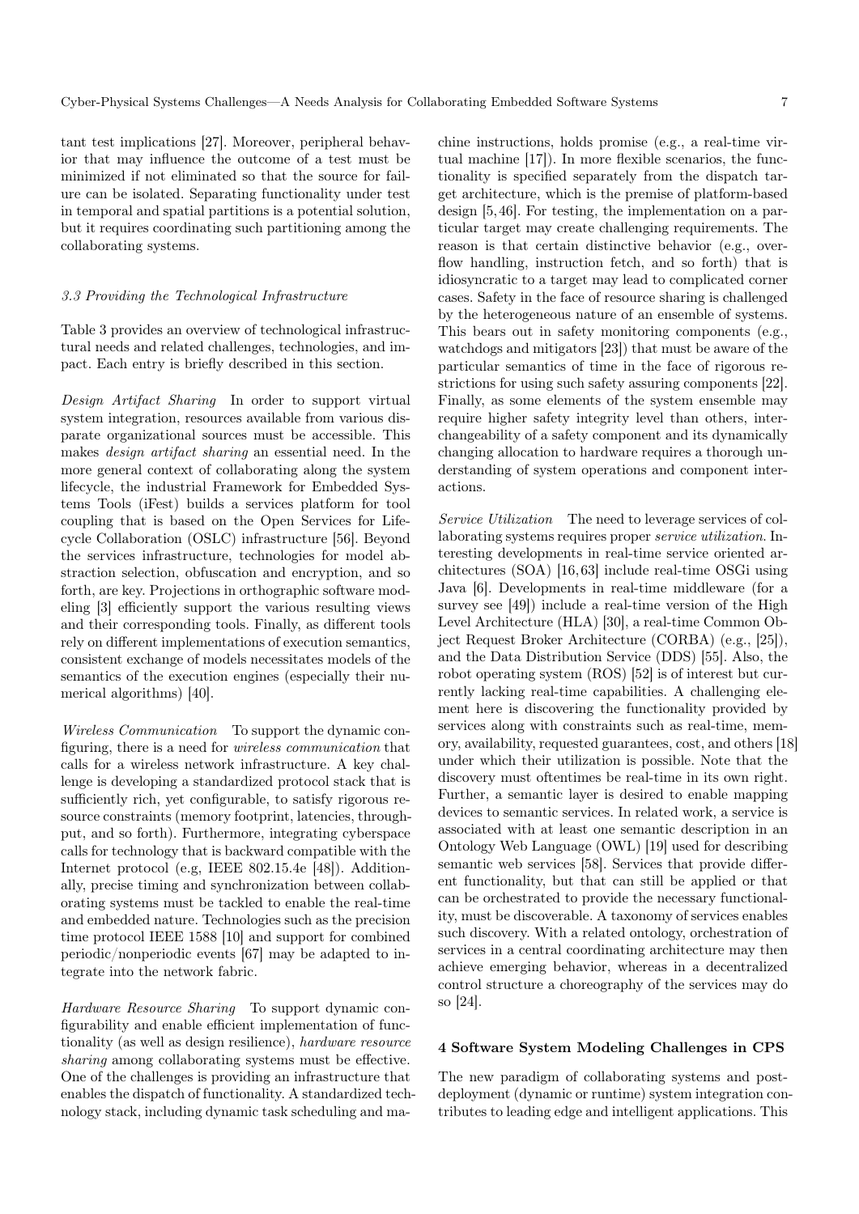tant test implications [27]. Moreover, peripheral behavior that may influence the outcome of a test must be minimized if not eliminated so that the source for failure can be isolated. Separating functionality under test in temporal and spatial partitions is a potential solution, but it requires coordinating such partitioning among the collaborating systems.

### 3.3 Providing the Technological Infrastructure

Table 3 provides an overview of technological infrastructural needs and related challenges, technologies, and impact. Each entry is briefly described in this section.

*Design Artifact Sharing* In order to support virtual system integration, resources available from various disparate organizational sources must be accessible. This makes *design artifact sharing* an essential need. In the more general context of collaborating along the system lifecycle, the industrial Framework for Embedded Systems Tools (iFest) builds a services platform for tool coupling that is based on the Open Services for Lifecycle Collaboration (OSLC) infrastructure [56]. Beyond the services infrastructure, technologies for model abstraction selection, obfuscation and encryption, and so forth, are key. Projections in orthographic software modeling [3] efficiently support the various resulting views and their corresponding tools. Finally, as different tools rely on different implementations of execution semantics, consistent exchange of models necessitates models of the semantics of the execution engines (especially their numerical algorithms) [40].

*Wireless Communication* To support the dynamic configuring, there is a need for *wireless communication* that calls for a wireless network infrastructure. A key challenge is developing a standardized protocol stack that is sufficiently rich, yet configurable, to satisfy rigorous resource constraints (memory footprint, latencies, throughput, and so forth). Furthermore, integrating cyberspace calls for technology that is backward compatible with the Internet protocol (e.g, IEEE 802.15.4e [48]). Additionally, precise timing and synchronization between collaborating systems must be tackled to enable the real-time and embedded nature. Technologies such as the precision time protocol IEEE 1588 [10] and support for combined periodic/nonperiodic events [67] may be adapted to integrate into the network fabric.

*Hardware Resource Sharing* To support dynamic configurability and enable efficient implementation of functionality (as well as design resilience), *hardware resource sharing* among collaborating systems must be effective. One of the challenges is providing an infrastructure that enables the dispatch of functionality. A standardized technology stack, including dynamic task scheduling and machine instructions, holds promise (e.g., a real-time virtual machine [17]). In more flexible scenarios, the functionality is specified separately from the dispatch target architecture, which is the premise of platform-based design [5, 46]. For testing, the implementation on a particular target may create challenging requirements. The reason is that certain distinctive behavior (e.g., overflow handling, instruction fetch, and so forth) that is idiosyncratic to a target may lead to complicated corner cases. Safety in the face of resource sharing is challenged by the heterogeneous nature of an ensemble of systems. This bears out in safety monitoring components (e.g., watchdogs and mitigators [23]) that must be aware of the particular semantics of time in the face of rigorous restrictions for using such safety assuring components [22]. Finally, as some elements of the system ensemble may require higher safety integrity level than others, interchangeability of a safety component and its dynamically changing allocation to hardware requires a thorough understanding of system operations and component interactions.

*Service Utilization* The need to leverage services of collaborating systems requires proper *service utilization*. Interesting developments in real-time service oriented architectures (SOA) [16, 63] include real-time OSGi using Java [6]. Developments in real-time middleware (for a survey see [49]) include a real-time version of the High Level Architecture (HLA) [30], a real-time Common Object Request Broker Architecture (CORBA) (e.g., [25]), and the Data Distribution Service (DDS) [55]. Also, the robot operating system (ROS) [52] is of interest but currently lacking real-time capabilities. A challenging element here is discovering the functionality provided by services along with constraints such as real-time, memory, availability, requested guarantees, cost, and others [18] under which their utilization is possible. Note that the discovery must oftentimes be real-time in its own right. Further, a semantic layer is desired to enable mapping devices to semantic services. In related work, a service is associated with at least one semantic description in an Ontology Web Language (OWL) [19] used for describing semantic web services [58]. Services that provide different functionality, but that can still be applied or that can be orchestrated to provide the necessary functionality, must be discoverable. A taxonomy of services enables such discovery. With a related ontology, orchestration of services in a central coordinating architecture may then achieve emerging behavior, whereas in a decentralized control structure a choreography of the services may do so [24].

## 4 Software System Modeling Challenges in CPS

The new paradigm of collaborating systems and post-deployment (dynamic or runtime) system integration contributes to leading edge and intelligent applications. This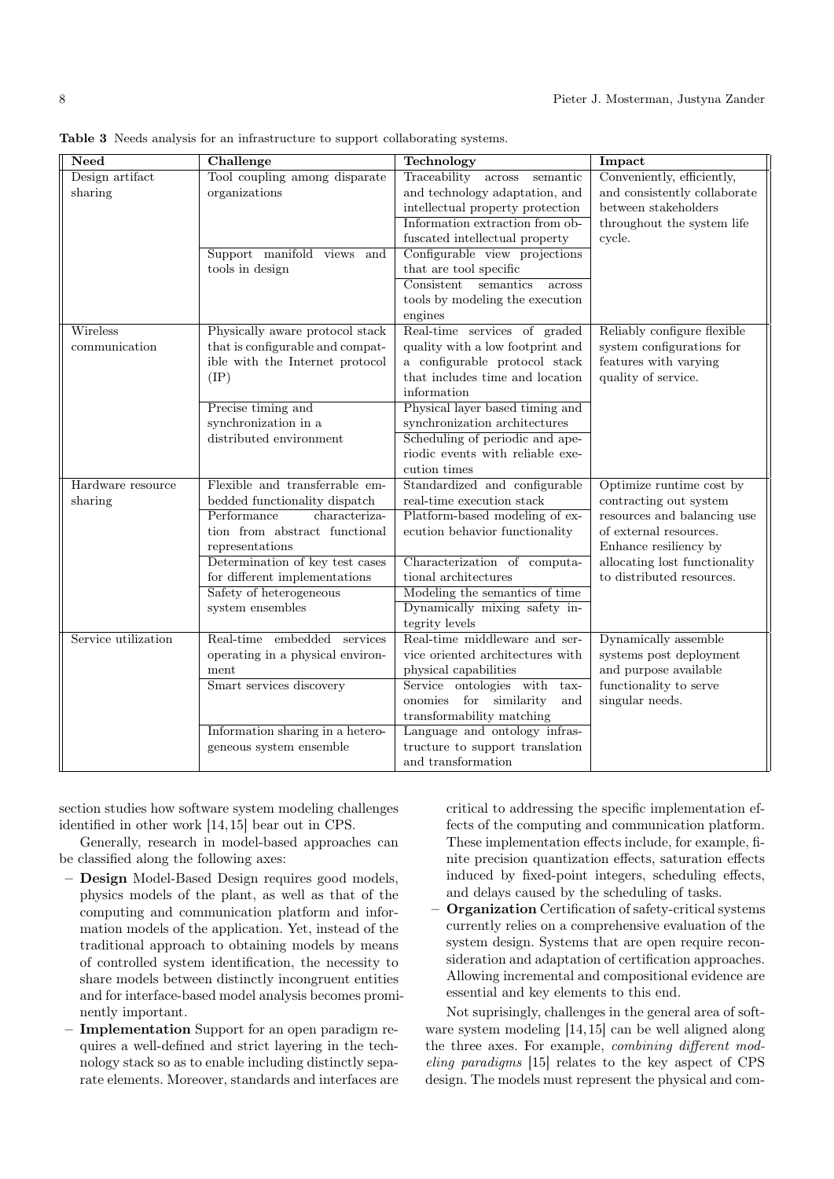**Table 3** Needs analysis for an infrastructure to support collaborating systems.

| Need | Challenge | Technology | Impact |
|---|---|---|---|
| Design artifact sharing | Tool coupling among disparate organizations | Traceability across semantic and technology adaptation, and intellectual property protection | Conveniently, efficiently, and consistently collaborate between stakeholders throughout the system life cycle. |
| | | Information extraction from obfuscated intellectual property | |
| | Support manifold views and tools in design | Configurable view projections that are tool specific | |
| | | Consistent semantics across tools by modeling the execution engines | |
| Wireless communication | Physically aware protocol stack that is configurable and compatible with the Internet protocol (IP) | Real-time services of graded quality with a low footprint and a configurable protocol stack that includes time and location information | Reliably configure flexible system configurations for features with varying quality of service. |
| | Precise timing and synchronization in a distributed environment | Physical layer based timing and synchronization architectures | |
| | | Scheduling of periodic and aperiodic events with reliable execution times | |
| Hardware resource sharing | Flexible and transferrable embedded functionality dispatch | Standardized and configurable real-time execution stack | Optimize runtime cost by contracting out system resources and balancing use of external resources. Enhance resiliency by allocating lost functionality to distributed resources. |
| | Performance characterization from abstract functional representations | Platform-based modeling of execution behavior functionality | |
| | Determination of key test cases for different implementations | Characterization of computational architectures | |
| | Safety of heterogeneous system ensembles | Modeling the semantics of time | |
| | | Dynamically mixing safety integrity levels | |
| Service utilization | Real-time embedded services operating in a physical environment | Real-time middleware and service oriented architectures with physical capabilities | Dynamically assemble systems post deployment and purpose available functionality to serve singular needs. |
| | Smart services discovery | Service ontologies with taxonomies for similarity and transformability matching | |
| | Information sharing in a heterogeneous system ensemble | Language and ontology infrastructure to support translation and transformation | |

section studies how software system modeling challenges identified in other work [14,15] bear out in CPS.

Generally, research in model-based approaches can be classified along the following axes:

- **Design** Model-Based Design requires good models, physics models of the plant, as well as that of the computing and communication platform and information models of the application. Yet, instead of the traditional approach to obtaining models by means of controlled system identification, the necessity to share models between distinctly incongruent entities and for interface-based model analysis becomes prominently important.
- **Implementation** Support for an open paradigm requires a well-defined and strict layering in the technology stack so as to enable including distinctly separate elements. Moreover, standards and interfaces are critical to addressing the specific implementation effects of the computing and communication platform. These implementation effects include, for example, finite precision quantization effects, saturation effects induced by fixed-point integers, scheduling effects, and delays caused by the scheduling of tasks.
- **Organization** Certification of safety-critical systems currently relies on a comprehensive evaluation of the system design. Systems that are open require reconsideration and adaptation of certification approaches. Allowing incremental and compositional evidence are essential and key elements to this end.

Not suprisingly, challenges in the general area of software system modeling [14,15] can be well aligned along the three axes. For example, *combining different modeling paradigms* [15] relates to the key aspect of CPS design. The models must represent the physical and com-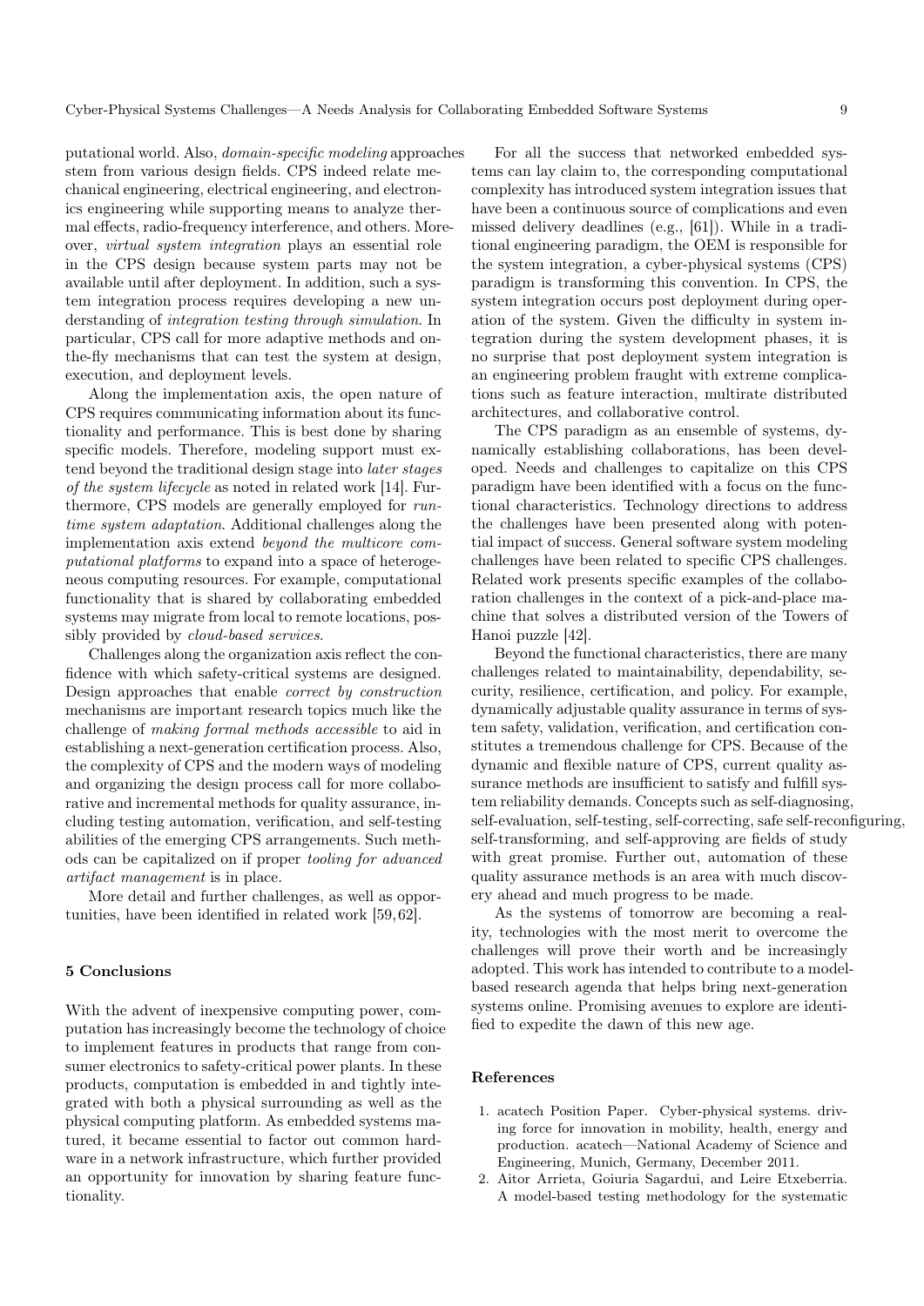putational world. Also, *domain-specific modeling* approaches stem from various design fields. CPS indeed relate mechanical engineering, electrical engineering, and electronics engineering while supporting means to analyze thermal effects, radio-frequency interference, and others. Moreover, *virtual system integration* plays an essential role in the CPS design because system parts may not be available until after deployment. In addition, such a system integration process requires developing a new understanding of *integration testing through simulation*. In particular, CPS call for more adaptive methods and on-the-fly mechanisms that can test the system at design, execution, and deployment levels.

Along the implementation axis, the open nature of CPS requires communicating information about its functionality and performance. This is best done by sharing specific models. Therefore, modeling support must extend beyond the traditional design stage into *later stages of the system lifecycle* as noted in related work [14]. Furthermore, CPS models are generally employed for *run-time system adaptation*. Additional challenges along the implementation axis extend *beyond the multicore computational platforms* to expand into a space of heterogeneous computing resources. For example, computational functionality that is shared by collaborating embedded systems may migrate from local to remote locations, possibly provided by *cloud-based services*.

Challenges along the organization axis reflect the confidence with which safety-critical systems are designed. Design approaches that enable *correct by construction* mechanisms are important research topics much like the challenge of *making formal methods accessible* to aid in establishing a next-generation certification process. Also, the complexity of CPS and the modern ways of modeling and organizing the design process call for more collaborative and incremental methods for quality assurance, including testing automation, verification, and self-testing abilities of the emerging CPS arrangements. Such methods can be capitalized on if proper *tooling for advanced artifact management* is in place.

More detail and further challenges, as well as opportunities, have been identified in related work [59,62].

## 5 Conclusions

With the advent of inexpensive computing power, computation has increasingly become the technology of choice to implement features in products that range from consumer electronics to safety-critical power plants. In these products, computation is embedded in and tightly integrated with both a physical surrounding as well as the physical computing platform. As embedded systems matured, it became essential to factor out common hardware in a network infrastructure, which further provided an opportunity for innovation by sharing feature functionality.

For all the success that networked embedded systems can lay claim to, the corresponding computational complexity has introduced system integration issues that have been a continuous source of complications and even missed delivery deadlines (e.g., [61]). While in a traditional engineering paradigm, the OEM is responsible for the system integration, a cyber-physical systems (CPS) paradigm is transforming this convention. In CPS, the system integration occurs post deployment during operation of the system. Given the difficulty in system integration during the system development phases, it is no surprise that post deployment system integration is an engineering problem fraught with extreme complications such as feature interaction, multirate distributed architectures, and collaborative control.

The CPS paradigm as an ensemble of systems, dynamically establishing collaborations, has been developed. Needs and challenges to capitalize on this CPS paradigm have been identified with a focus on the functional characteristics. Technology directions to address the challenges have been presented along with potential impact of success. General software system modeling challenges have been related to specific CPS challenges. Related work presents specific examples of the collaboration challenges in the context of a pick-and-place machine that solves a distributed version of the Towers of Hanoi puzzle [42].

Beyond the functional characteristics, there are many challenges related to maintainability, dependability, security, resilience, certification, and policy. For example, dynamically adjustable quality assurance in terms of system safety, validation, verification, and certification constitutes a tremendous challenge for CPS. Because of the dynamic and flexible nature of CPS, current quality assurance methods are insufficient to satisfy and fulfill system reliability demands. Concepts such as self-diagnosing, self-evaluation, self-testing, self-correcting, safe self-reconfiguring, self-transforming, and self-approving are fields of study with great promise. Further out, automation of these quality assurance methods is an area with much discovery ahead and much progress to be made.

As the systems of tomorrow are becoming a reality, technologies with the most merit to overcome the challenges will prove their worth and be increasingly adopted. This work has intended to contribute to a model-based research agenda that helps bring next-generation systems online. Promising avenues to explore are identified to expedite the dawn of this new age.

## References

1. acatech Position Paper. Cyber-physical systems. driving force for innovation in mobility, health, energy and production. acatech—National Academy of Science and Engineering, Munich, Germany, December 2011.
2. Aitor Arrieta, Goiuria Sagardui, and Leire Etxeberria. A model-based testing methodology for the systematic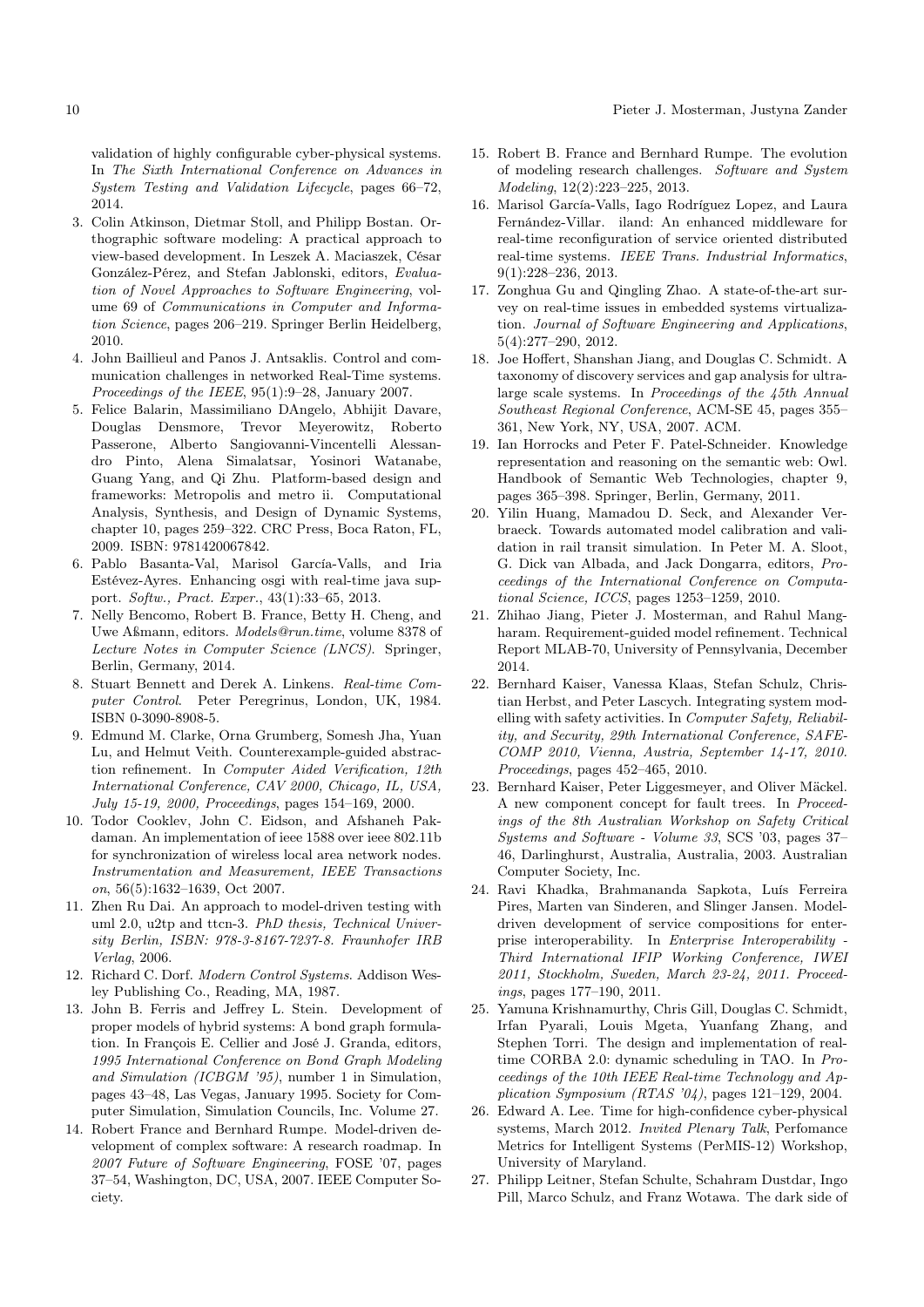validation of highly configurable cyber-physical systems. In *The Sixth International Conference on Advances in System Testing and Validation Lifecycle*, pages 66–72, 2014.

3. Colin Atkinson, Dietmar Stoll, and Philipp Bostan. Orthographic software modeling: A practical approach to view-based development. In Leszek A. Maciaszek, César González-Pérez, and Stefan Jablonski, editors, *Evaluation of Novel Approaches to Software Engineering*, volume 69 of *Communications in Computer and Information Science*, pages 206–219. Springer Berlin Heidelberg, 2010.
4. John Baillieul and Panos J. Antsaklis. Control and communication challenges in networked Real-Time systems. *Proceedings of the IEEE*, 95(1):9–28, January 2007.
5. Felice Balarin, Massimiliano DAngelo, Abhijit Davare, Douglas Densmore, Trevor Meyerowitz, Roberto Passerone, Alberto Sangiovanni-Vincentelli Alessandro Pinto, Alena Simalatsar, Yosinori Watanabe, Guang Yang, and Qi Zhu. Platform-based design and frameworks: Metropolis and metro ii. Computational Analysis, Synthesis, and Design of Dynamic Systems, chapter 10, pages 259–322. CRC Press, Boca Raton, FL, 2009. ISBN: 9781420067842.
6. Pablo Basanta-Val, Marisol García-Valls, and Iria Estévez-Ayres. Enhancing osgi with real-time java support. *Softw., Pract. Exper.*, 43(1):33–65, 2013.
7. Nelly Bencomo, Robert B. France, Betty H. Cheng, and Uwe Aßmann, editors. *Models@run.time*, volume 8378 of *Lecture Notes in Computer Science (LNCS)*. Springer, Berlin, Germany, 2014.
8. Stuart Bennett and Derek A. Linkens. *Real-time Computer Control*. Peter Peregrinus, London, UK, 1984. ISBN 0-3090-8908-5.
9. Edmund M. Clarke, Orna Grumberg, Somesh Jha, Yuan Lu, and Helmut Veith. Counterexample-guided abstraction refinement. In *Computer Aided Verification, 12th International Conference, CAV 2000, Chicago, IL, USA, July 15-19, 2000, Proceedings*, pages 154–169, 2000.
10. Todor Cooklev, John C. Eidson, and Afshaneh Pakdaman. An implementation of ieee 1588 over ieee 802.11b for synchronization of wireless local area network nodes. *Instrumentation and Measurement, IEEE Transactions on*, 56(5):1632–1639, Oct 2007.
11. Zhen Ru Dai. An approach to model-driven testing with uml 2.0, u2tp and ttcn-3. *PhD thesis, Technical University Berlin, ISBN: 978-3-8167-7237-8. Fraunhofer IRB Verlag*, 2006.
12. Richard C. Dorf. *Modern Control Systems*. Addison Wesley Publishing Co., Reading, MA, 1987.
13. John B. Ferris and Jeffrey L. Stein. Development of proper models of hybrid systems: A bond graph formulation. In François E. Cellier and José J. Granda, editors, *1995 International Conference on Bond Graph Modeling and Simulation (ICBGM '95)*, number 1 in Simulation, pages 43–48, Las Vegas, January 1995. Society for Computer Simulation, Simulation Councils, Inc. Volume 27.
14. Robert France and Bernhard Rumpe. Model-driven development of complex software: A research roadmap. In *2007 Future of Software Engineering*, FOSE '07, pages 37–54, Washington, DC, USA, 2007. IEEE Computer Society.
15. Robert B. France and Bernhard Rumpe. The evolution of modeling research challenges. *Software and System Modeling*, 12(2):223–225, 2013.
16. Marisol García-Valls, Iago Rodríguez Lopez, and Laura Fernández-Villar. iland: An enhanced middleware for real-time reconfiguration of service oriented distributed real-time systems. *IEEE Trans. Industrial Informatics*, 9(1):228–236, 2013.
17. Zonghua Gu and Qingling Zhao. A state-of-the-art survey on real-time issues in embedded systems virtualization. *Journal of Software Engineering and Applications*, 5(4):277–290, 2012.
18. Joe Hoffert, Shanshan Jiang, and Douglas C. Schmidt. A taxonomy of discovery services and gap analysis for ultra-large scale systems. In *Proceedings of the 45th Annual Southeast Regional Conference*, ACM-SE 45, pages 355–361, New York, NY, USA, 2007. ACM.
19. Ian Horrocks and Peter F. Patel-Schneider. Knowledge representation and reasoning on the semantic web: Owl. Handbook of Semantic Web Technologies, chapter 9, pages 365–398. Springer, Berlin, Germany, 2011.
20. Yilin Huang, Mamadou D. Seck, and Alexander Verbraeck. Towards automated model calibration and validation in rail transit simulation. In Peter M. A. Sloot, G. Dick van Albada, and Jack Dongarra, editors, *Proceedings of the International Conference on Computational Science, ICCS*, pages 1253–1259, 2010.
21. Zhihao Jiang, Pieter J. Mosterman, and Rahul Mangharam. Requirement-guided model refinement. Technical Report MLAB-70, University of Pennsylvania, December 2014.
22. Bernhard Kaiser, Vanessa Klaas, Stefan Schulz, Christian Herbst, and Peter Lascych. Integrating system modelling with safety activities. In *Computer Safety, Reliability, and Security, 29th International Conference, SAFECOMP 2010, Vienna, Austria, September 14-17, 2010. Proceedings*, pages 452–465, 2010.
23. Bernhard Kaiser, Peter Liggesmeyer, and Oliver Mäckel. A new component concept for fault trees. In *Proceedings of the 8th Australian Workshop on Safety Critical Systems and Software - Volume 33*, SCS '03, pages 37–46, Darlinghurst, Australia, Australia, 2003. Australian Computer Society, Inc.
24. Ravi Khadka, Brahmananda Sapkota, Luís Ferreira Pires, Marten van Sinderen, and Slinger Jansen. Model-driven development of service compositions for enterprise interoperability. In *Enterprise Interoperability - Third International IFIP Working Conference, IWEI 2011, Stockholm, Sweden, March 23-24, 2011. Proceedings*, pages 177–190, 2011.
25. Yamuna Krishnamurthy, Chris Gill, Douglas C. Schmidt, Irfan Pyarali, Louis Mgeta, Yuanfang Zhang, and Stephen Torri. The design and implementation of real-time CORBA 2.0: dynamic scheduling in TAO. In *Proceedings of the 10th IEEE Real-time Technology and Application Symposium (RTAS '04)*, pages 121–129, 2004.
26. Edward A. Lee. Time for high-confidence cyber-physical systems, March 2012. *Invited Plenary Talk*, Perfomance Metrics for Intelligent Systems (PerMIS-12) Workshop, University of Maryland.
27. Philipp Leitner, Stefan Schulte, Schahram Dustdar, Ingo Pill, Marco Schulz, and Franz Wotawa. The dark side of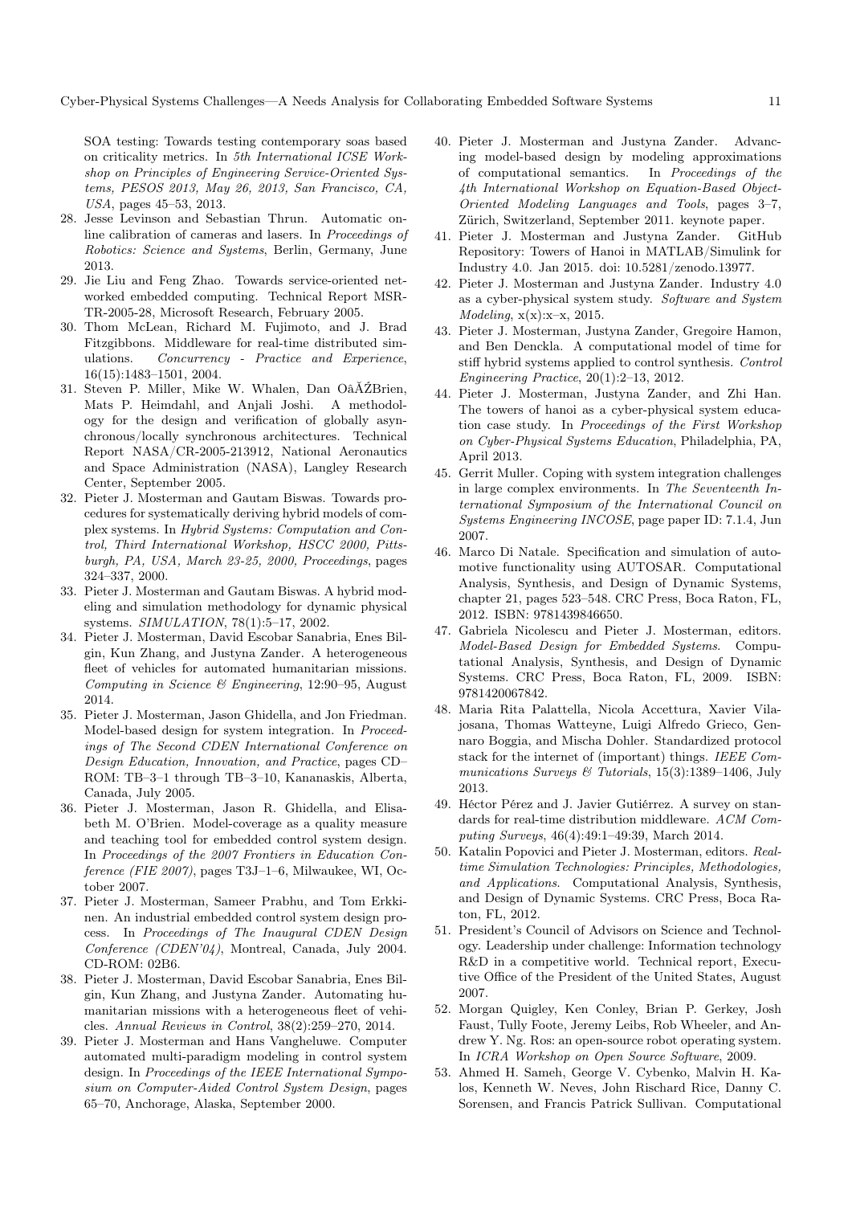SOA testing: Towards testing contemporary soas based on criticality metrics. In *5th International ICSE Workshop on Principles of Engineering Service-Oriented Systems, PESOS 2013, May 26, 2013, San Francisco, CA, USA*, pages 45–53, 2013.

28. Jesse Levinson and Sebastian Thrun. Automatic online calibration of cameras and lasers. In *Proceedings of Robotics: Science and Systems*, Berlin, Germany, June 2013.
29. Jie Liu and Feng Zhao. Towards service-oriented networked embedded computing. Technical Report MSR-TR-2005-28, Microsoft Research, February 2005.
30. Thom McLean, Richard M. Fujimoto, and J. Brad Fitzgibbons. Middleware for real-time distributed simulations. *Concurrency - Practice and Experience*, 16(15):1483–1501, 2004.
31. Steven P. Miller, Mike W. Whalen, Dan OâĂŹBrien, Mats P. Heimdahl, and Anjali Joshi. A methodology for the design and verification of globally asynchronous/locally synchronous architectures. Technical Report NASA/CR-2005-213912, National Aeronautics and Space Administration (NASA), Langley Research Center, September 2005.
32. Pieter J. Mosterman and Gautam Biswas. Towards procedures for systematically deriving hybrid models of complex systems. In *Hybrid Systems: Computation and Control, Third International Workshop, HSCC 2000, Pittsburgh, PA, USA, March 23-25, 2000, Proceedings*, pages 324–337, 2000.
33. Pieter J. Mosterman and Gautam Biswas. A hybrid modeling and simulation methodology for dynamic physical systems. *SIMULATION*, 78(1):5–17, 2002.
34. Pieter J. Mosterman, David Escobar Sanabria, Enes Bilgin, Kun Zhang, and Justyna Zander. A heterogeneous fleet of vehicles for automated humanitarian missions. *Computing in Science & Engineering*, 12:90–95, August 2014.
35. Pieter J. Mosterman, Jason Ghidella, and Jon Friedman. Model-based design for system integration. In *Proceedings of The Second CDEN International Conference on Design Education, Innovation, and Practice*, pages CD–ROM: TB–3–1 through TB–3–10, Kananaskis, Alberta, Canada, July 2005.
36. Pieter J. Mosterman, Jason R. Ghidella, and Elisabeth M. O'Brien. Model-coverage as a quality measure and teaching tool for embedded control system design. In *Proceedings of the 2007 Frontiers in Education Conference (FIE 2007)*, pages T3J–1–6, Milwaukee, WI, October 2007.
37. Pieter J. Mosterman, Sameer Prabhu, and Tom Erkkinen. An industrial embedded control system design process. In *Proceedings of The Inaugural CDEN Design Conference (CDEN'04)*, Montreal, Canada, July 2004. CD-ROM: 02B6.
38. Pieter J. Mosterman, David Escobar Sanabria, Enes Bilgin, Kun Zhang, and Justyna Zander. Automating humanitarian missions with a heterogeneous fleet of vehicles. *Annual Reviews in Control*, 38(2):259–270, 2014.
39. Pieter J. Mosterman and Hans Vangheluwe. Computer automated multi-paradigm modeling in control system design. In *Proceedings of the IEEE International Symposium on Computer-Aided Control System Design*, pages 65–70, Anchorage, Alaska, September 2000.
40. Pieter J. Mosterman and Justyna Zander. Advancing model-based design by modeling approximations of computational semantics. In *Proceedings of the 4th International Workshop on Equation-Based Object-Oriented Modeling Languages and Tools*, pages 3–7, Zürich, Switzerland, September 2011. keynote paper.
41. Pieter J. Mosterman and Justyna Zander. GitHub Repository: Towers of Hanoi in MATLAB/Simulink for Industry 4.0. Jan 2015. doi: 10.5281/zenodo.13977.
42. Pieter J. Mosterman and Justyna Zander. Industry 4.0 as a cyber-physical system study. *Software and System Modeling*, x(x):x–x, 2015.
43. Pieter J. Mosterman, Justyna Zander, Gregoire Hamon, and Ben Denckla. A computational model of time for stiff hybrid systems applied to control synthesis. *Control Engineering Practice*, 20(1):2–13, 2012.
44. Pieter J. Mosterman, Justyna Zander, and Zhi Han. The towers of hanoi as a cyber-physical system education case study. In *Proceedings of the First Workshop on Cyber-Physical Systems Education*, Philadelphia, PA, April 2013.
45. Gerrit Muller. Coping with system integration challenges in large complex environments. In *The Seventeenth International Symposium of the International Council on Systems Engineering INCOSE*, page paper ID: 7.1.4, Jun 2007.
46. Marco Di Natale. Specification and simulation of automotive functionality using AUTOSAR. Computational Analysis, Synthesis, and Design of Dynamic Systems, chapter 21, pages 523–548. CRC Press, Boca Raton, FL, 2012. ISBN: 9781439846650.
47. Gabriela Nicolescu and Pieter J. Mosterman, editors. *Model-Based Design for Embedded Systems*. Computational Analysis, Synthesis, and Design of Dynamic Systems. CRC Press, Boca Raton, FL, 2009. ISBN: 9781420067842.
48. Maria Rita Palattella, Nicola Accettura, Xavier Vilajosana, Thomas Watteyne, Luigi Alfredo Grieco, Gennaro Boggia, and Mischa Dohler. Standardized protocol stack for the internet of (important) things. *IEEE Communications Surveys & Tutorials*, 15(3):1389–1406, July 2013.
49. Héctor Pérez and J. Javier Gutiérrez. A survey on standards for real-time distribution middleware. *ACM Computing Surveys*, 46(4):49:1–49:39, March 2014.
50. Katalin Popovici and Pieter J. Mosterman, editors. *Real-time Simulation Technologies: Principles, Methodologies, and Applications*. Computational Analysis, Synthesis, and Design of Dynamic Systems. CRC Press, Boca Raton, FL, 2012.
51. President's Council of Advisors on Science and Technology. Leadership under challenge: Information technology R&D in a competitive world. Technical report, Executive Office of the President of the United States, August 2007.
52. Morgan Quigley, Ken Conley, Brian P. Gerkey, Josh Faust, Tully Foote, Jeremy Leibs, Rob Wheeler, and Andrew Y. Ng. Ros: an open-source robot operating system. In *ICRA Workshop on Open Source Software*, 2009.
53. Ahmed H. Sameh, George V. Cybenko, Malvin H. Kalos, Kenneth W. Neves, John Rischard Rice, Danny C. Sorensen, and Francis Patrick Sullivan. Computational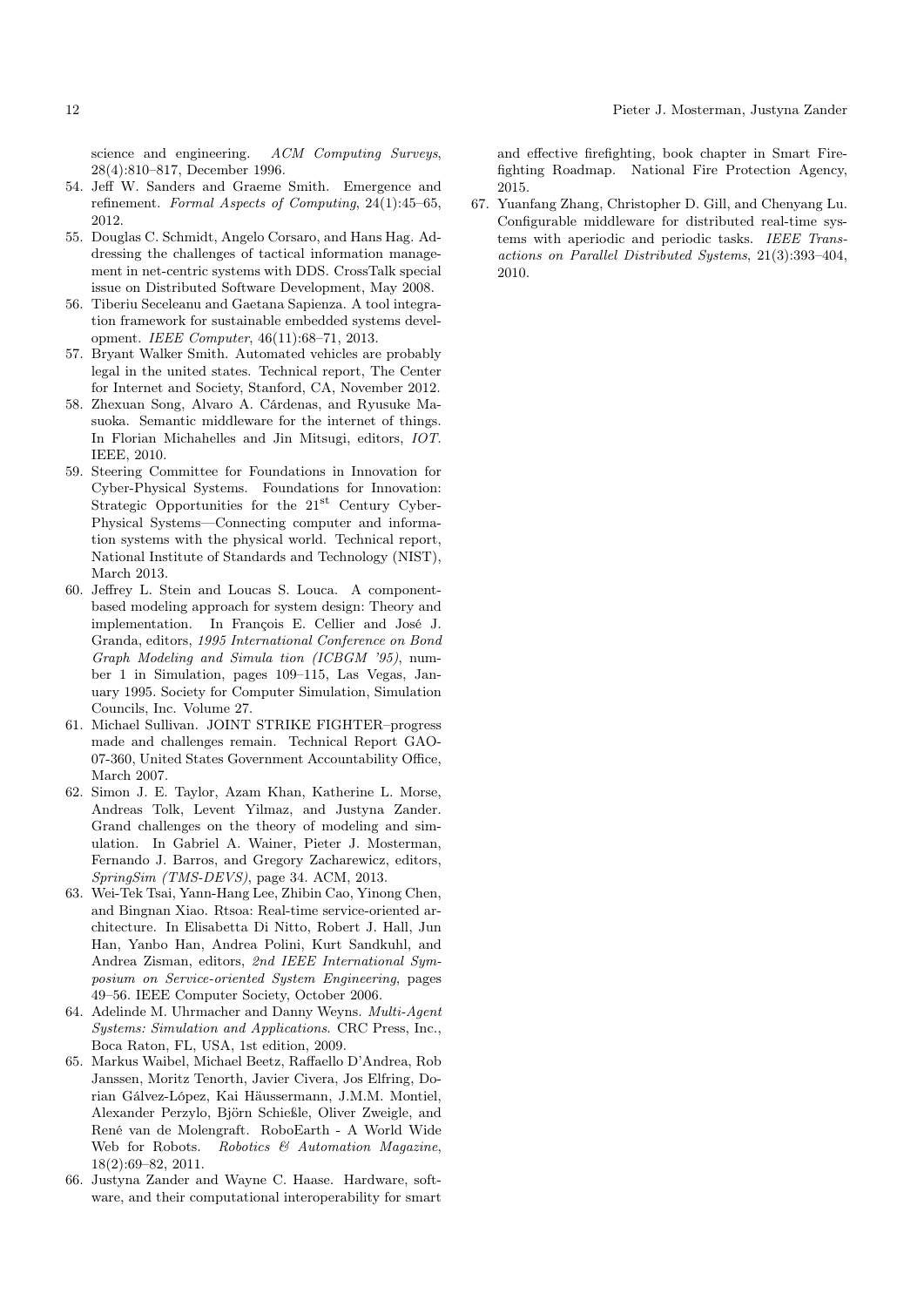science and engineering. *ACM Computing Surveys*, 28(4):810–817, December 1996.

54. Jeff W. Sanders and Graeme Smith. Emergence and refinement. *Formal Aspects of Computing*, 24(1):45–65, 2012.
55. Douglas C. Schmidt, Angelo Corsaro, and Hans Hag. Addressing the challenges of tactical information management in net-centric systems with DDS. CrossTalk special issue on Distributed Software Development, May 2008.
56. Tiberiu Seceleanu and Gaetana Sapienza. A tool integration framework for sustainable embedded systems development. *IEEE Computer*, 46(11):68–71, 2013.
57. Bryant Walker Smith. Automated vehicles are probably legal in the united states. Technical report, The Center for Internet and Society, Stanford, CA, November 2012.
58. Zhexuan Song, Alvaro A. Cárdenas, and Ryusuke Masuoka. Semantic middleware for the internet of things. In Florian Michahelles and Jin Mitsugi, editors, *IOT*. IEEE, 2010.
59. Steering Committee for Foundations in Innovation for Cyber-Physical Systems. Foundations for Innovation: Strategic Opportunities for the 21st Century Cyber-Physical Systems—Connecting computer and information systems with the physical world. Technical report, National Institute of Standards and Technology (NIST), March 2013.
60. Jeffrey L. Stein and Loucas S. Louca. A component-based modeling approach for system design: Theory and implementation. In François E. Cellier and José J. Granda, editors, *1995 International Conference on Bond Graph Modeling and Simula tion (ICBGM '95)*, number 1 in Simulation, pages 109–115, Las Vegas, January 1995. Society for Computer Simulation, Simulation Councils, Inc. Volume 27.
61. Michael Sullivan. JOINT STRIKE FIGHTER–progress made and challenges remain. Technical Report GAO-07-360, United States Government Accountability Office, March 2007.
62. Simon J. E. Taylor, Azam Khan, Katherine L. Morse, Andreas Tolk, Levent Yilmaz, and Justyna Zander. Grand challenges on the theory of modeling and simulation. In Gabriel A. Wainer, Pieter J. Mosterman, Fernando J. Barros, and Gregory Zacharewicz, editors, *SpringSim (TMS-DEVS)*, page 34. ACM, 2013.
63. Wei-Tek Tsai, Yann-Hang Lee, Zhibin Cao, Yinong Chen, and Bingnan Xiao. Rtsoa: Real-time service-oriented architecture. In Elisabetta Di Nitto, Robert J. Hall, Jun Han, Yanbo Han, Andrea Polini, Kurt Sandkuhl, and Andrea Zisman, editors, *2nd IEEE International Symposium on Service-oriented System Engineering*, pages 49–56. IEEE Computer Society, October 2006.
64. Adelinde M. Uhrmacher and Danny Weyns. *Multi-Agent Systems: Simulation and Applications*. CRC Press, Inc., Boca Raton, FL, USA, 1st edition, 2009.
65. Markus Waibel, Michael Beetz, Raffaello D'Andrea, Rob Janssen, Moritz Tenorth, Javier Civera, Jos Elfring, Dorian Gálvez-López, Kai Häussermann, J.M.M. Montiel, Alexander Perzylo, Björn Schießle, Oliver Zweigle, and René van de Molengraft. RoboEarth - A World Wide Web for Robots. *Robotics & Automation Magazine*, 18(2):69–82, 2011.
66. Justyna Zander and Wayne C. Haase. Hardware, software, and their computational interoperability for smart and effective firefighting, book chapter in Smart Firefighting Roadmap. National Fire Protection Agency, 2015.
67. Yuanfang Zhang, Christopher D. Gill, and Chenyang Lu. Configurable middleware for distributed real-time systems with aperiodic and periodic tasks. *IEEE Transactions on Parallel Distributed Systems*, 21(3):393–404, 2010.